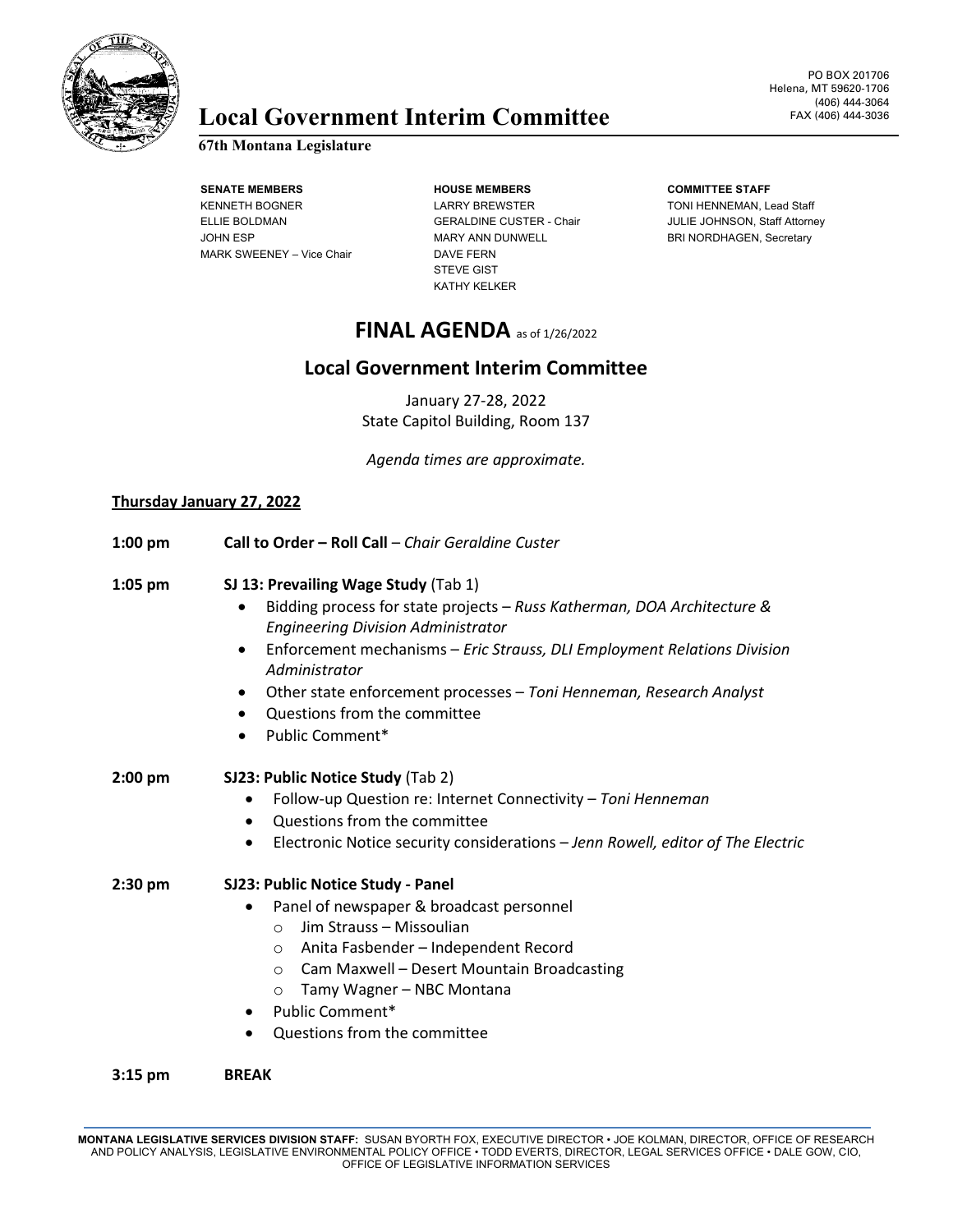# Local Government Interim Committee

**67th Montana Legislature**

PO BOX 201706
Helena, MT 59620-1706
(406) 444-3064
FAX (406) 444-3036

| SENATE MEMBERS | HOUSE MEMBERS | COMMITTEE STAFF |
|---|---|---|
| KENNETH BOGNER | LARRY BREWSTER | TONI HENNEMAN, Lead Staff |
| ELLIE BOLDMAN | GERALDINE CUSTER - Chair | JULIE JOHNSON, Staff Attorney |
| JOHN ESP | MARY ANN DUNWELL | BRI NORDHAGEN, Secretary |
| MARK SWEENEY – Vice Chair | DAVE FERN | |
| | STEVE GIST | |
| | KATHY KELKER | |

## FINAL AGENDA as of 1/26/2022

## Local Government Interim Committee

January 27-28, 2022
State Capitol Building, Room 137

*Agenda times are approximate.*

**Thursday January 27, 2022**

**1:00 pm** **Call to Order – Roll Call** – *Chair Geraldine Custer*

**1:05 pm** **SJ 13: Prevailing Wage Study** (Tab 1)

- Bidding process for state projects – *Russ Katherman, DOA Architecture & Engineering Division Administrator*
- Enforcement mechanisms – *Eric Strauss, DLI Employment Relations Division Administrator*
- Other state enforcement processes – *Toni Henneman, Research Analyst*
- Questions from the committee
- Public Comment*

**2:00 pm** **SJ23: Public Notice Study** (Tab 2)

- Follow-up Question re: Internet Connectivity – *Toni Henneman*
- Questions from the committee
- Electronic Notice security considerations – *Jenn Rowell, editor of The Electric*

**2:30 pm** **SJ23: Public Notice Study - Panel**

- Panel of newspaper & broadcast personnel
  - Jim Strauss – Missoulian
  - Anita Fasbender – Independent Record
  - Cam Maxwell – Desert Mountain Broadcasting
  - Tamy Wagner – NBC Montana
- Public Comment*
- Questions from the committee

**3:15 pm** **BREAK**

**MONTANA LEGISLATIVE SERVICES DIVISION STAFF:** SUSAN BYORTH FOX, EXECUTIVE DIRECTOR • JOE KOLMAN, DIRECTOR, OFFICE OF RESEARCH AND POLICY ANALYSIS, LEGISLATIVE ENVIRONMENTAL POLICY OFFICE • TODD EVERTS, DIRECTOR, LEGAL SERVICES OFFICE • DALE GOW, CIO, OFFICE OF LEGISLATIVE INFORMATION SERVICES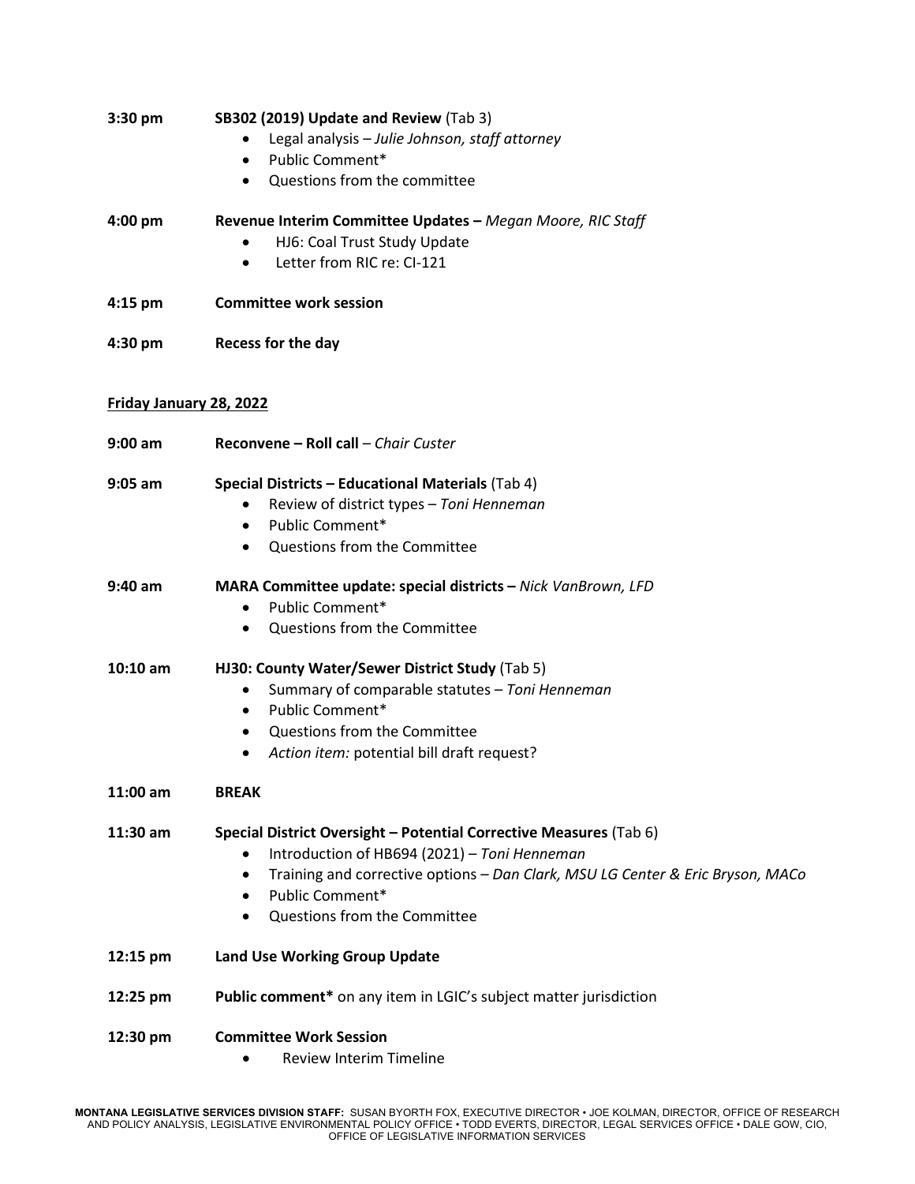**3:30 pm** **SB302 (2019) Update and Review** (Tab 3)

- Legal analysis – *Julie Johnson, staff attorney*
- Public Comment*
- Questions from the committee

**4:00 pm** **Revenue Interim Committee Updates –** *Megan Moore, RIC Staff*

- HJ6: Coal Trust Study Update
- Letter from RIC re: CI-121

**4:15 pm** **Committee work session**

**4:30 pm** **Recess for the day**

**Friday January 28, 2022**

**9:00 am** **Reconvene – Roll call** – *Chair Custer*

**9:05 am** **Special Districts – Educational Materials** (Tab 4)

- Review of district types – *Toni Henneman*
- Public Comment*
- Questions from the Committee

**9:40 am** **MARA Committee update: special districts –** *Nick VanBrown, LFD*

- Public Comment*
- Questions from the Committee

**10:10 am** **HJ30: County Water/Sewer District Study** (Tab 5)

- Summary of comparable statutes – *Toni Henneman*
- Public Comment*
- Questions from the Committee
- *Action item:* potential bill draft request?

**11:00 am** **BREAK**

**11:30 am** **Special District Oversight – Potential Corrective Measures** (Tab 6)

- Introduction of HB694 (2021) – *Toni Henneman*
- Training and corrective options – *Dan Clark, MSU LG Center & Eric Bryson, MACo*
- Public Comment*
- Questions from the Committee

**12:15 pm** **Land Use Working Group Update**

**12:25 pm** **Public comment*** on any item in LGIC's subject matter jurisdiction

**12:30 pm** **Committee Work Session**

- Review Interim Timeline

**MONTANA LEGISLATIVE SERVICES DIVISION STAFF:** SUSAN BYORTH FOX, EXECUTIVE DIRECTOR • JOE KOLMAN, DIRECTOR, OFFICE OF RESEARCH AND POLICY ANALYSIS, LEGISLATIVE ENVIRONMENTAL POLICY OFFICE • TODD EVERTS, DIRECTOR, LEGAL SERVICES OFFICE • DALE GOW, CIO, OFFICE OF LEGISLATIVE INFORMATION SERVICES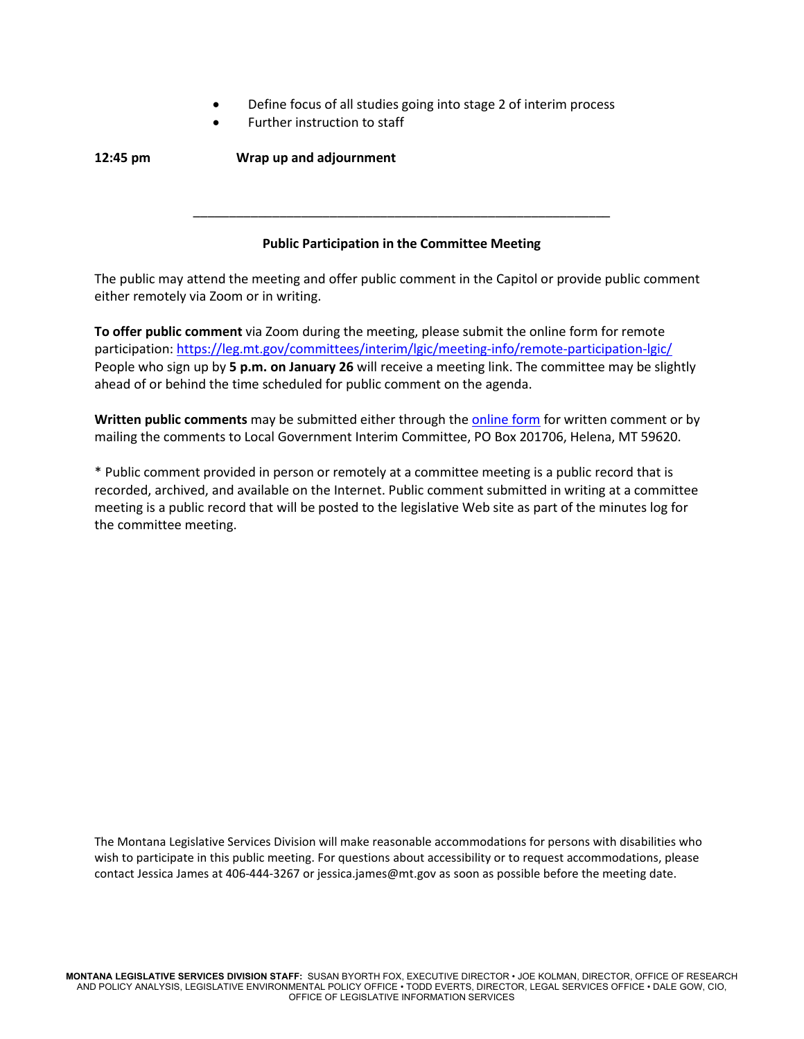- Define focus of all studies going into stage 2 of interim process
- Further instruction to staff

**12:45 pm** **Wrap up and adjournment**

---

**Public Participation in the Committee Meeting**

The public may attend the meeting and offer public comment in the Capitol or provide public comment either remotely via Zoom or in writing.

**To offer public comment** via Zoom during the meeting, please submit the online form for remote participation: https://leg.mt.gov/committees/interim/lgic/meeting-info/remote-participation-lgic/ People who sign up by **5 p.m. on January 26** will receive a meeting link. The committee may be slightly ahead of or behind the time scheduled for public comment on the agenda.

**Written public comments** may be submitted either through the online form for written comment or by mailing the comments to Local Government Interim Committee, PO Box 201706, Helena, MT 59620.

* Public comment provided in person or remotely at a committee meeting is a public record that is recorded, archived, and available on the Internet. Public comment submitted in writing at a committee meeting is a public record that will be posted to the legislative Web site as part of the minutes log for the committee meeting.

The Montana Legislative Services Division will make reasonable accommodations for persons with disabilities who wish to participate in this public meeting. For questions about accessibility or to request accommodations, please contact Jessica James at 406-444-3267 or jessica.james@mt.gov as soon as possible before the meeting date.

**MONTANA LEGISLATIVE SERVICES DIVISION STAFF:** SUSAN BYORTH FOX, EXECUTIVE DIRECTOR • JOE KOLMAN, DIRECTOR, OFFICE OF RESEARCH AND POLICY ANALYSIS, LEGISLATIVE ENVIRONMENTAL POLICY OFFICE • TODD EVERTS, DIRECTOR, LEGAL SERVICES OFFICE • DALE GOW, CIO, OFFICE OF LEGISLATIVE INFORMATION SERVICES